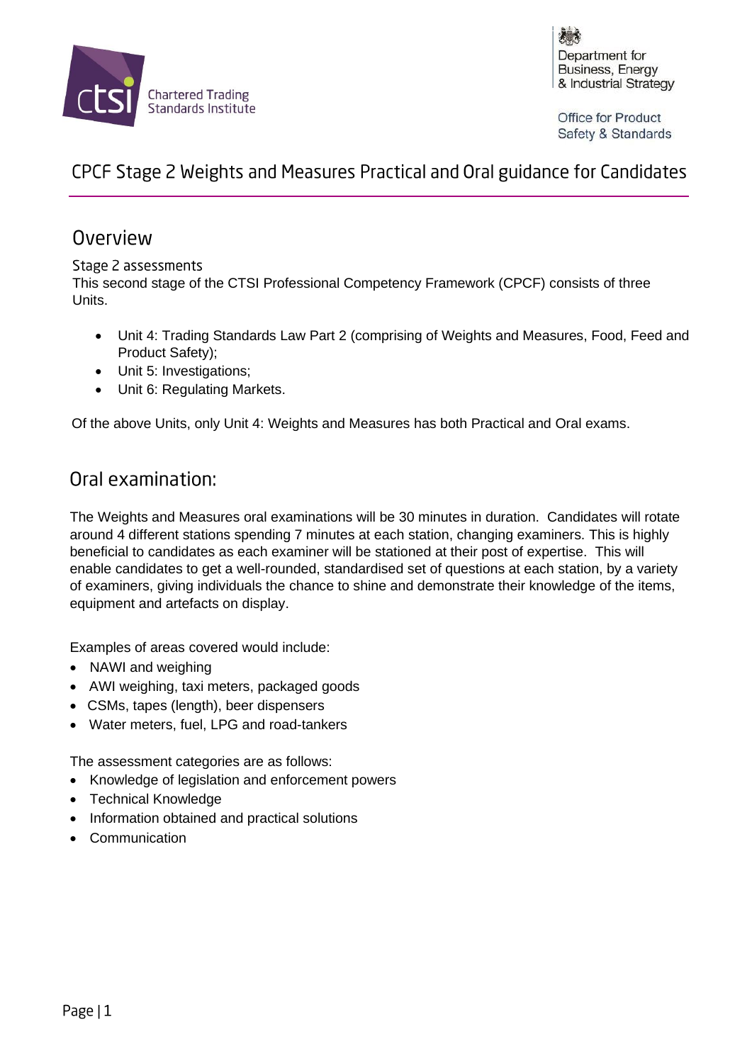Chartered Trading Standards Institute

Department for Business, Energy & Industrial Strategy

Office for Product Safety & Standards

# CPCF Stage 2 Weights and Measures Practical and Oral guidance for Candidates

## Overview

### Stage 2 assessments

This second stage of the CTSI Professional Competency Framework (CPCF) consists of three Units.

- Unit 4: Trading Standards Law Part 2 (comprising of Weights and Measures, Food, Feed and Product Safety);
- Unit 5: Investigations;
- Unit 6: Regulating Markets.

Of the above Units, only Unit 4: Weights and Measures has both Practical and Oral exams.

## Oral examination:

The Weights and Measures oral examinations will be 30 minutes in duration. Candidates will rotate around 4 different stations spending 7 minutes at each station, changing examiners. This is highly beneficial to candidates as each examiner will be stationed at their post of expertise. This will enable candidates to get a well-rounded, standardised set of questions at each station, by a variety of examiners, giving individuals the chance to shine and demonstrate their knowledge of the items, equipment and artefacts on display.

Examples of areas covered would include:

- NAWI and weighing
- AWI weighing, taxi meters, packaged goods
- CSMs, tapes (length), beer dispensers
- Water meters, fuel, LPG and road-tankers

The assessment categories are as follows:

- Knowledge of legislation and enforcement powers
- Technical Knowledge
- Information obtained and practical solutions
- Communication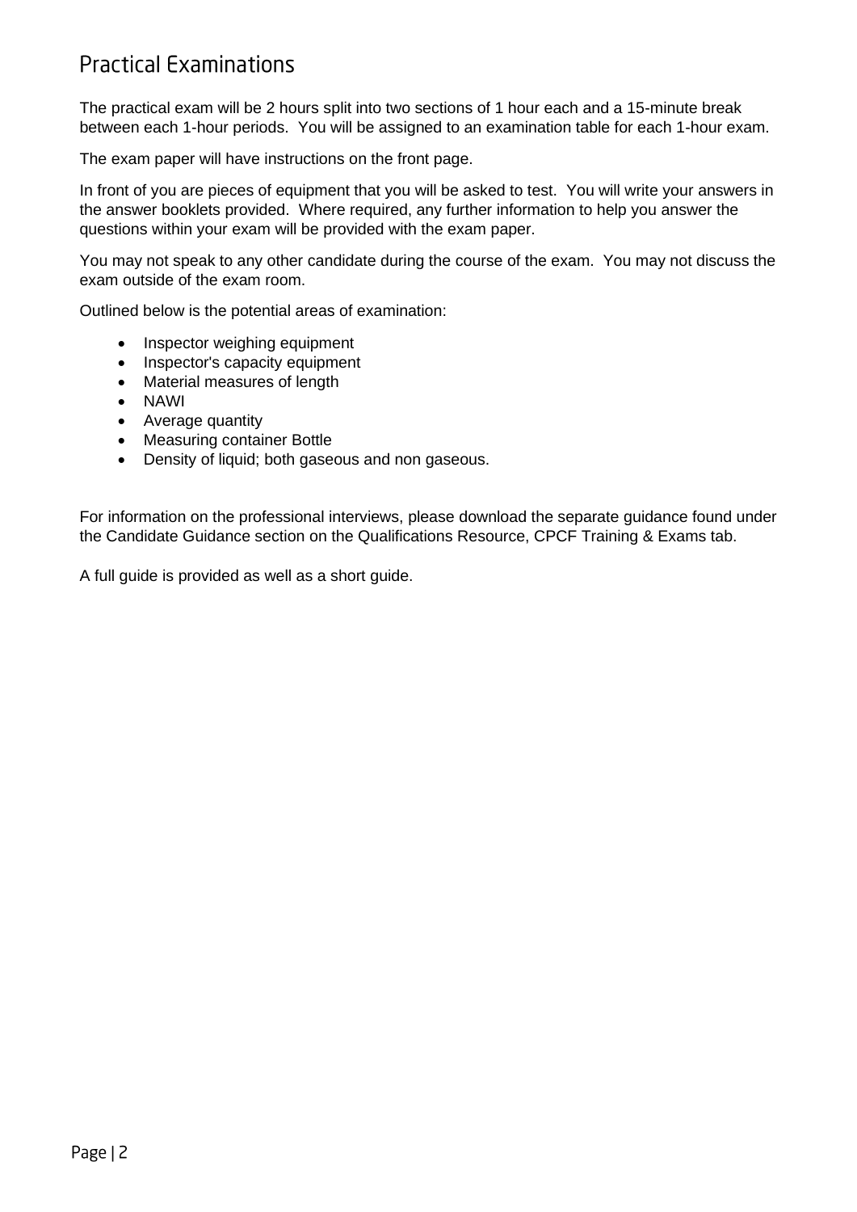# Practical Examinations

The practical exam will be 2 hours split into two sections of 1 hour each and a 15-minute break between each 1-hour periods. You will be assigned to an examination table for each 1-hour exam.

The exam paper will have instructions on the front page.

In front of you are pieces of equipment that you will be asked to test. You will write your answers in the answer booklets provided. Where required, any further information to help you answer the questions within your exam will be provided with the exam paper.

You may not speak to any other candidate during the course of the exam. You may not discuss the exam outside of the exam room.

Outlined below is the potential areas of examination:

- Inspector weighing equipment
- Inspector's capacity equipment
- Material measures of length
- NAWI
- Average quantity
- Measuring container Bottle
- Density of liquid; both gaseous and non gaseous.

For information on the professional interviews, please download the separate guidance found under the Candidate Guidance section on the Qualifications Resource, CPCF Training & Exams tab.

A full guide is provided as well as a short guide.